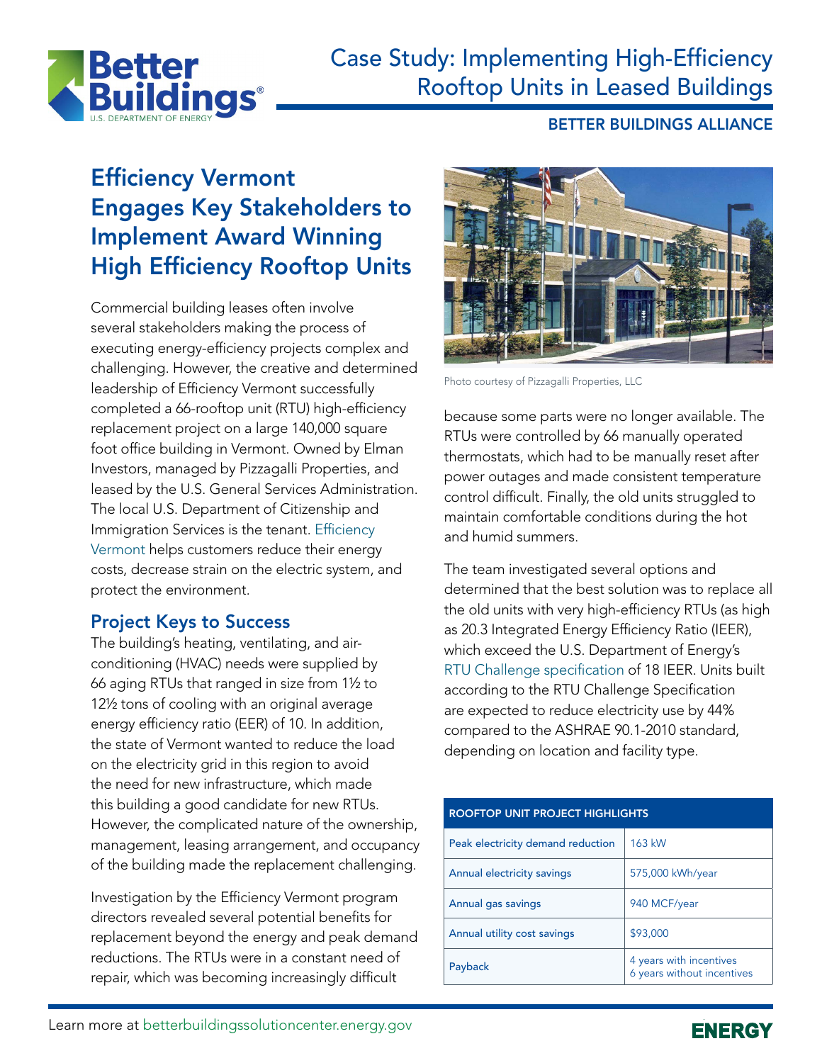# Case Study: Implementing High-Efficiency Rooftop Units in Leased Buildings

BETTER BUILDINGS ALLIANCE

## Efficiency Vermont Engages Key Stakeholders to Implement Award Winning High Efficiency Rooftop Units

Commercial building leases often involve several stakeholders making the process of executing energy-efficiency projects complex and challenging. However, the creative and determined leadership of Efficiency Vermont successfully completed a 66-rooftop unit (RTU) high-efficiency replacement project on a large 140,000 square foot office building in Vermont. Owned by Elman Investors, managed by Pizzagalli Properties, and leased by the U.S. General Services Administration. The local U.S. Department of Citizenship and Immigration Services is the tenant. Efficiency Vermont helps customers reduce their energy costs, decrease strain on the electric system, and protect the environment.

### Project Keys to Success

The building's heating, ventilating, and air-conditioning (HVAC) needs were supplied by 66 aging RTUs that ranged in size from 1½ to 12½ tons of cooling with an original average energy efficiency ratio (EER) of 10. In addition, the state of Vermont wanted to reduce the load on the electricity grid in this region to avoid the need for new infrastructure, which made this building a good candidate for new RTUs. However, the complicated nature of the ownership, management, leasing arrangement, and occupancy of the building made the replacement challenging.

Investigation by the Efficiency Vermont program directors revealed several potential benefits for replacement beyond the energy and peak demand reductions. The RTUs were in a constant need of repair, which was becoming increasingly difficult because some parts were no longer available. The RTUs were controlled by 66 manually operated thermostats, which had to be manually reset after power outages and made consistent temperature control difficult. Finally, the old units struggled to maintain comfortable conditions during the hot and humid summers.

Photo courtesy of Pizzagalli Properties, LLC

The team investigated several options and determined that the best solution was to replace all the old units with very high-efficiency RTUs (as high as 20.3 Integrated Energy Efficiency Ratio (IEER), which exceed the U.S. Department of Energy's RTU Challenge specification of 18 IEER. Units built according to the RTU Challenge Specification are expected to reduce electricity use by 44% compared to the ASHRAE 90.1-2010 standard, depending on location and facility type.

| ROOFTOP UNIT PROJECT HIGHLIGHTS | |
|---|---|
| Peak electricity demand reduction | 163 kW |
| Annual electricity savings | 575,000 kWh/year |
| Annual gas savings | 940 MCF/year |
| Annual utility cost savings | $93,000 |
| Payback | 4 years with incentives<br>6 years without incentives |

Learn more at betterbuildingssolutioncenter.energy.gov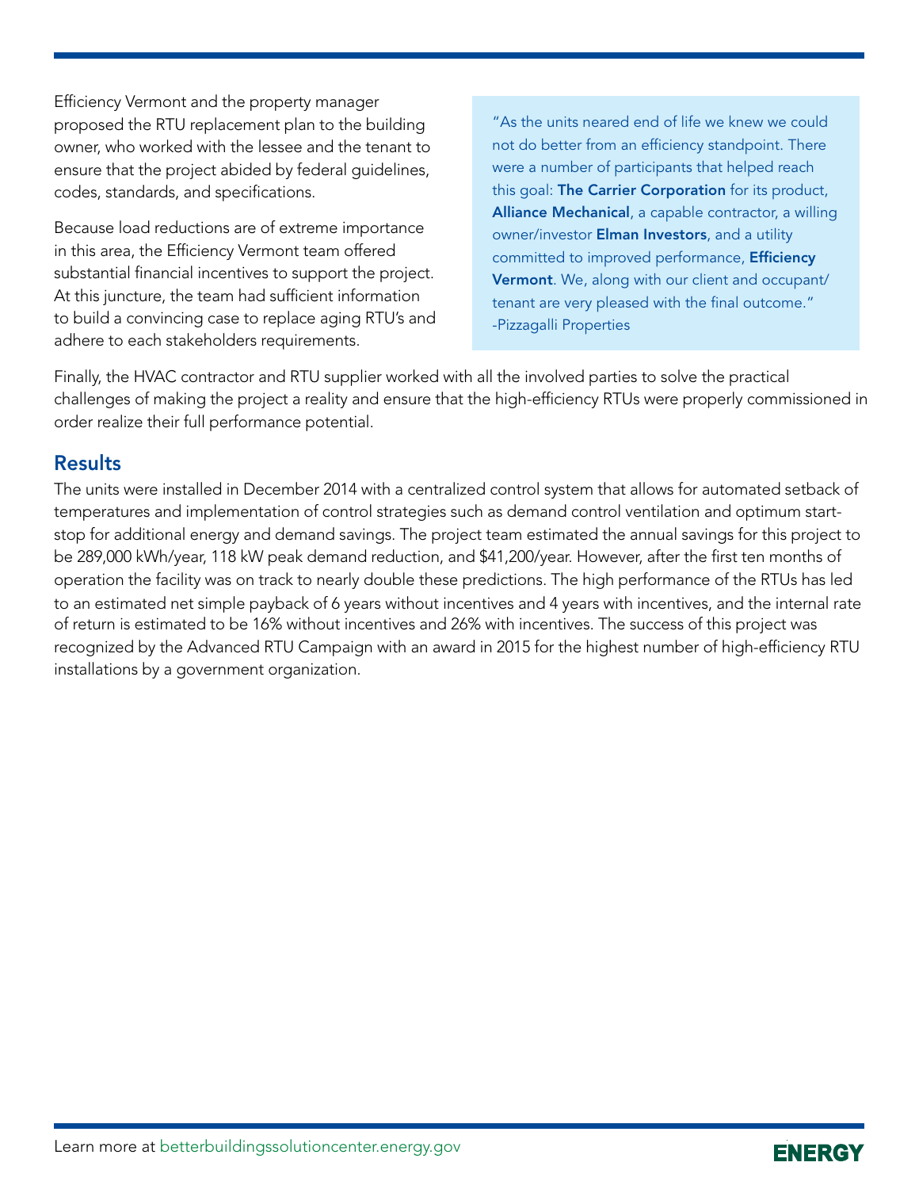Efficiency Vermont and the property manager proposed the RTU replacement plan to the building owner, who worked with the lessee and the tenant to ensure that the project abided by federal guidelines, codes, standards, and specifications.

Because load reductions are of extreme importance in this area, the Efficiency Vermont team offered substantial financial incentives to support the project. At this juncture, the team had sufficient information to build a convincing case to replace aging RTU's and adhere to each stakeholders requirements.

"As the units neared end of life we knew we could not do better from an efficiency standpoint. There were a number of participants that helped reach this goal: **The Carrier Corporation** for its product, **Alliance Mechanical**, a capable contractor, a willing owner/investor **Elman Investors**, and a utility committed to improved performance, **Efficiency Vermont**. We, along with our client and occupant/tenant are very pleased with the final outcome." -Pizzagalli Properties

Finally, the HVAC contractor and RTU supplier worked with all the involved parties to solve the practical challenges of making the project a reality and ensure that the high-efficiency RTUs were properly commissioned in order realize their full performance potential.

## Results

The units were installed in December 2014 with a centralized control system that allows for automated setback of temperatures and implementation of control strategies such as demand control ventilation and optimum start-stop for additional energy and demand savings. The project team estimated the annual savings for this project to be 289,000 kWh/year, 118 kW peak demand reduction, and $41,200/year. However, after the first ten months of operation the facility was on track to nearly double these predictions. The high performance of the RTUs has led to an estimated net simple payback of 6 years without incentives and 4 years with incentives, and the internal rate of return is estimated to be 16% without incentives and 26% with incentives. The success of this project was recognized by the Advanced RTU Campaign with an award in 2015 for the highest number of high-efficiency RTU installations by a government organization.